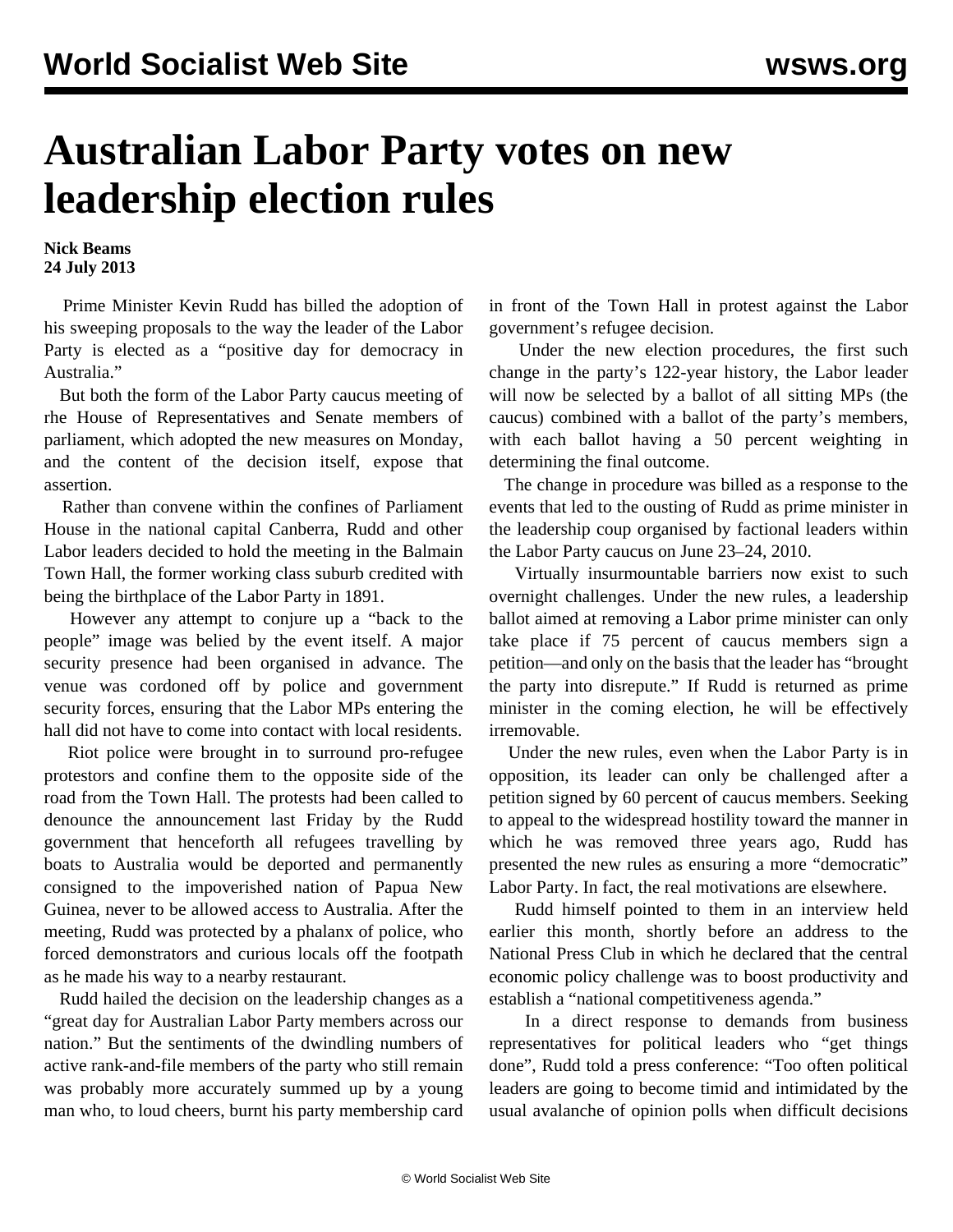# Australian Labor Party votes on new leadership election rules

**Nick Beams**
**24 July 2013**

Prime Minister Kevin Rudd has billed the adoption of his sweeping proposals to the way the leader of the Labor Party is elected as a "positive day for democracy in Australia."

But both the form of the Labor Party caucus meeting of rhe House of Representatives and Senate members of parliament, which adopted the new measures on Monday, and the content of the decision itself, expose that assertion.

Rather than convene within the confines of Parliament House in the national capital Canberra, Rudd and other Labor leaders decided to hold the meeting in the Balmain Town Hall, the former working class suburb credited with being the birthplace of the Labor Party in 1891.

However any attempt to conjure up a "back to the people" image was belied by the event itself. A major security presence had been organised in advance. The venue was cordoned off by police and government security forces, ensuring that the Labor MPs entering the hall did not have to come into contact with local residents.

Riot police were brought in to surround pro-refugee protestors and confine them to the opposite side of the road from the Town Hall. The protests had been called to denounce the announcement last Friday by the Rudd government that henceforth all refugees travelling by boats to Australia would be deported and permanently consigned to the impoverished nation of Papua New Guinea, never to be allowed access to Australia. After the meeting, Rudd was protected by a phalanx of police, who forced demonstrators and curious locals off the footpath as he made his way to a nearby restaurant.

Rudd hailed the decision on the leadership changes as a "great day for Australian Labor Party members across our nation." But the sentiments of the dwindling numbers of active rank-and-file members of the party who still remain was probably more accurately summed up by a young man who, to loud cheers, burnt his party membership card in front of the Town Hall in protest against the Labor government's refugee decision.

Under the new election procedures, the first such change in the party's 122-year history, the Labor leader will now be selected by a ballot of all sitting MPs (the caucus) combined with a ballot of the party's members, with each ballot having a 50 percent weighting in determining the final outcome.

The change in procedure was billed as a response to the events that led to the ousting of Rudd as prime minister in the leadership coup organised by factional leaders within the Labor Party caucus on June 23–24, 2010.

Virtually insurmountable barriers now exist to such overnight challenges. Under the new rules, a leadership ballot aimed at removing a Labor prime minister can only take place if 75 percent of caucus members sign a petition—and only on the basis that the leader has "brought the party into disrepute." If Rudd is returned as prime minister in the coming election, he will be effectively irremovable.

Under the new rules, even when the Labor Party is in opposition, its leader can only be challenged after a petition signed by 60 percent of caucus members. Seeking to appeal to the widespread hostility toward the manner in which he was removed three years ago, Rudd has presented the new rules as ensuring a more "democratic" Labor Party. In fact, the real motivations are elsewhere.

Rudd himself pointed to them in an interview held earlier this month, shortly before an address to the National Press Club in which he declared that the central economic policy challenge was to boost productivity and establish a "national competitiveness agenda."

In a direct response to demands from business representatives for political leaders who "get things done", Rudd told a press conference: "Too often political leaders are going to become timid and intimidated by the usual avalanche of opinion polls when difficult decisions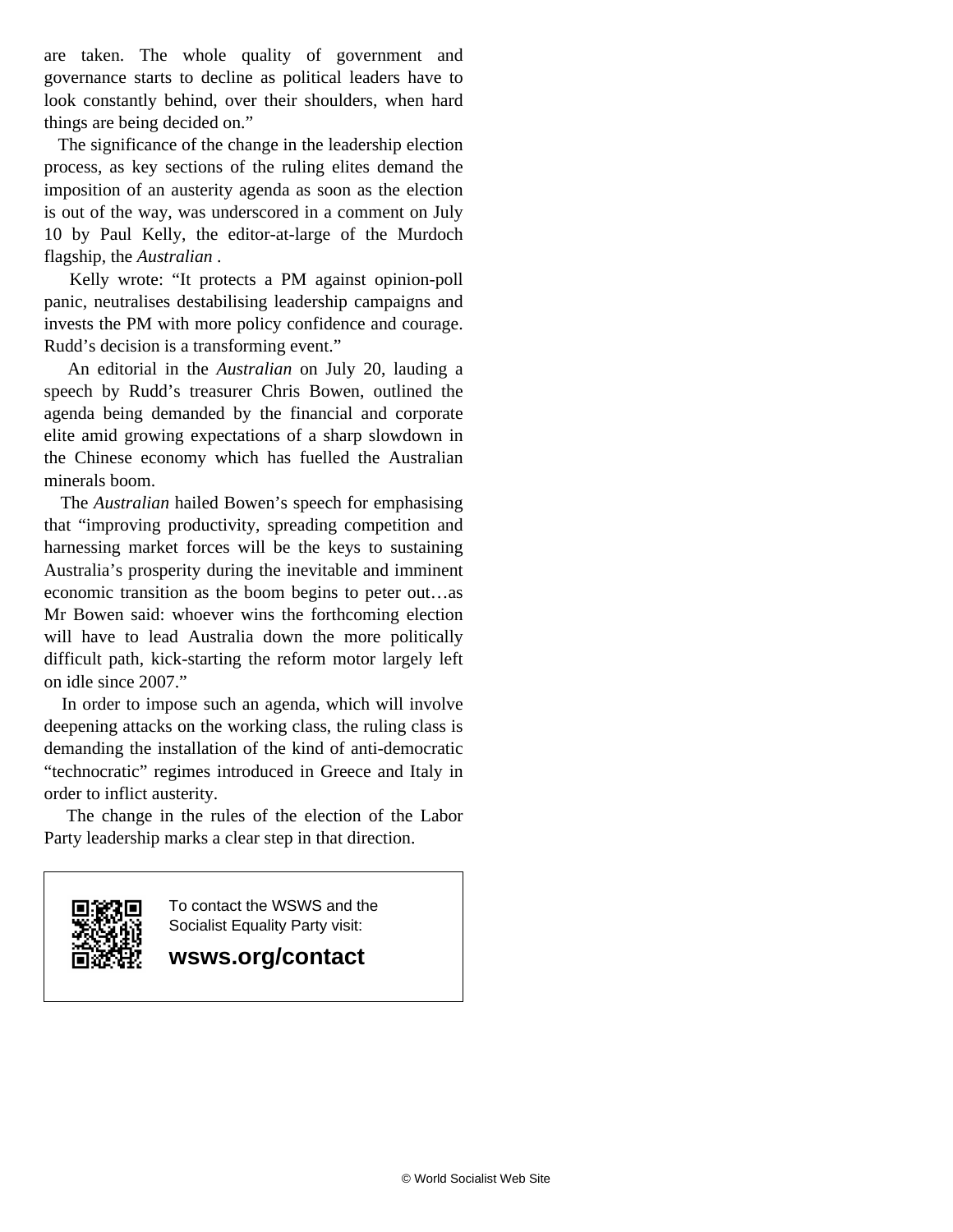are taken. The whole quality of government and governance starts to decline as political leaders have to look constantly behind, over their shoulders, when hard things are being decided on."

The significance of the change in the leadership election process, as key sections of the ruling elites demand the imposition of an austerity agenda as soon as the election is out of the way, was underscored in a comment on July 10 by Paul Kelly, the editor-at-large of the Murdoch flagship, the *Australian* .

Kelly wrote: "It protects a PM against opinion-poll panic, neutralises destabilising leadership campaigns and invests the PM with more policy confidence and courage. Rudd's decision is a transforming event."

An editorial in the *Australian* on July 20, lauding a speech by Rudd's treasurer Chris Bowen, outlined the agenda being demanded by the financial and corporate elite amid growing expectations of a sharp slowdown in the Chinese economy which has fuelled the Australian minerals boom.

The *Australian* hailed Bowen's speech for emphasising that "improving productivity, spreading competition and harnessing market forces will be the keys to sustaining Australia's prosperity during the inevitable and imminent economic transition as the boom begins to peter out…as Mr Bowen said: whoever wins the forthcoming election will have to lead Australia down the more politically difficult path, kick-starting the reform motor largely left on idle since 2007."

In order to impose such an agenda, which will involve deepening attacks on the working class, the ruling class is demanding the installation of the kind of anti-democratic "technocratic" regimes introduced in Greece and Italy in order to inflict austerity.

The change in the rules of the election of the Labor Party leadership marks a clear step in that direction.

To contact the WSWS and the Socialist Equality Party visit:

**wsws.org/contact**